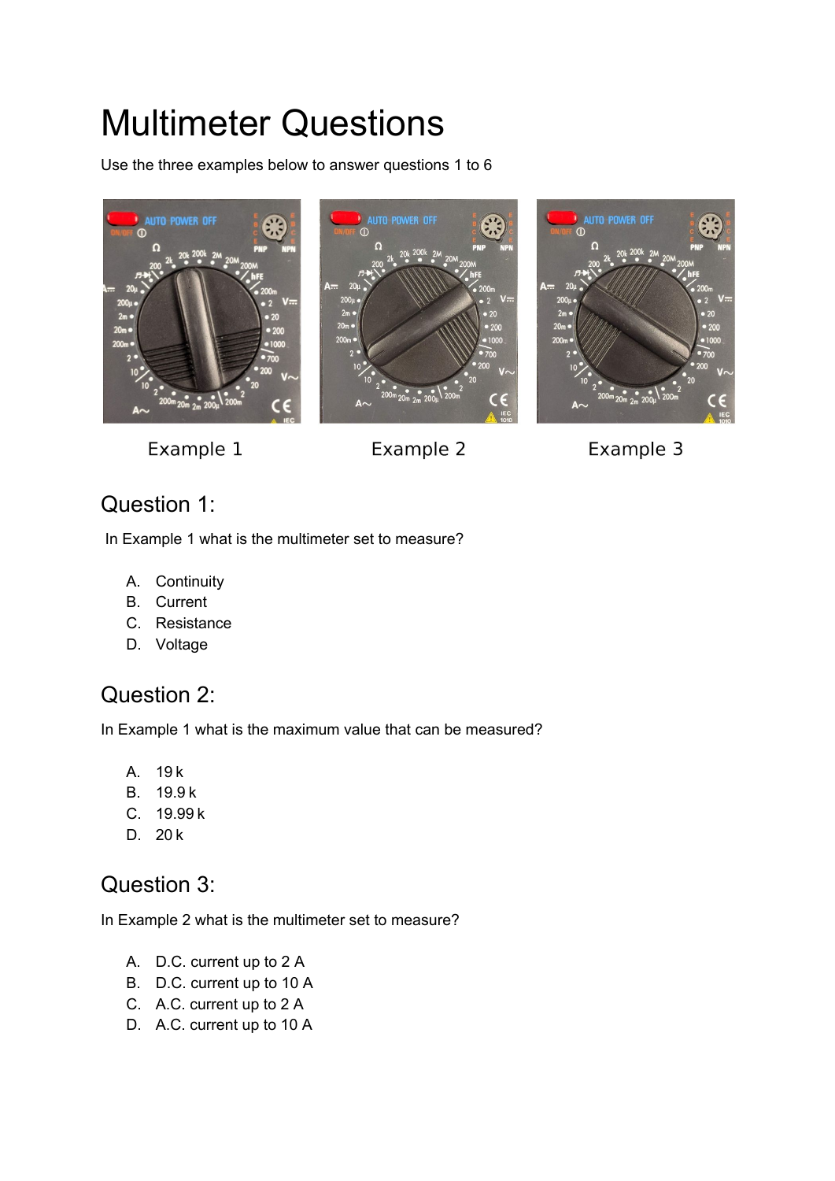# Multimeter Questions

Use the three examples below to answer questions 1 to 6

Example 1

Example 2

Example 3

## Question 1:

In Example 1 what is the multimeter set to measure?

A. Continuity
B. Current
C. Resistance
D. Voltage

## Question 2:

In Example 1 what is the maximum value that can be measured?

A. 19 k
B. 19.9 k
C. 19.99 k
D. 20 k

## Question 3:

In Example 2 what is the multimeter set to measure?

A. D.C. current up to 2 A
B. D.C. current up to 10 A
C. A.C. current up to 2 A
D. A.C. current up to 10 A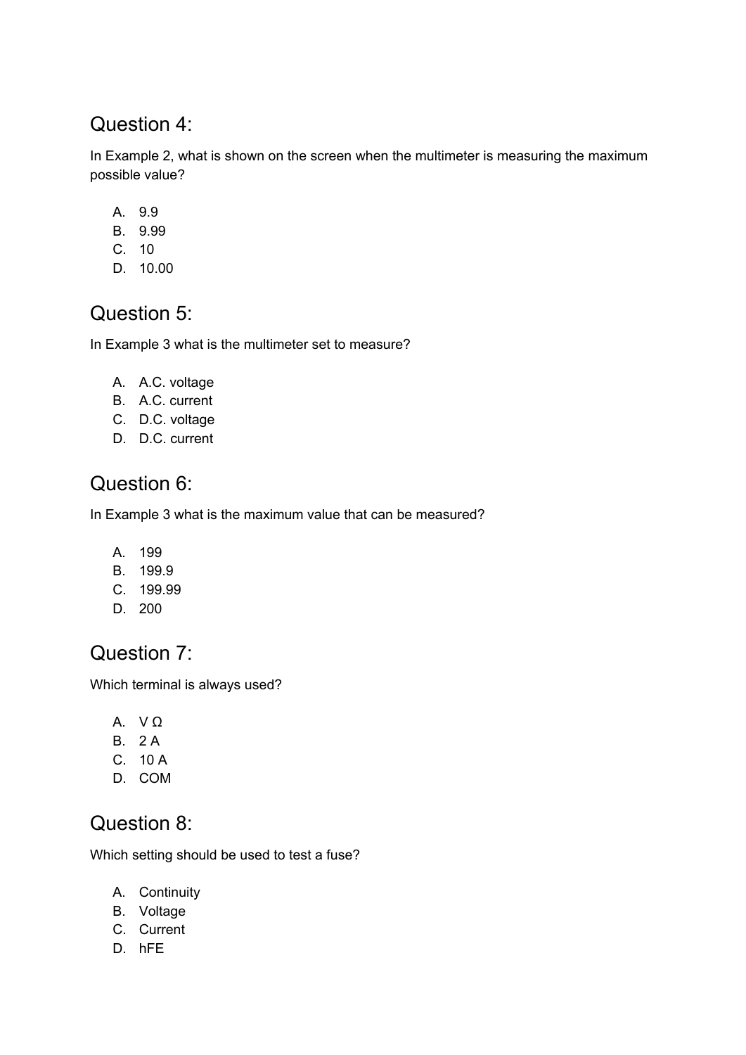## Question 4:

In Example 2, what is shown on the screen when the multimeter is measuring the maximum possible value?

A. 9.9
B. 9.99
C. 10
D. 10.00

## Question 5:

In Example 3 what is the multimeter set to measure?

A. A.C. voltage
B. A.C. current
C. D.C. voltage
D. D.C. current

## Question 6:

In Example 3 what is the maximum value that can be measured?

A. 199
B. 199.9
C. 199.99
D. 200

## Question 7:

Which terminal is always used?

A. V Ω
B. 2 A
C. 10 A
D. COM

## Question 8:

Which setting should be used to test a fuse?

A. Continuity
B. Voltage
C. Current
D. hFE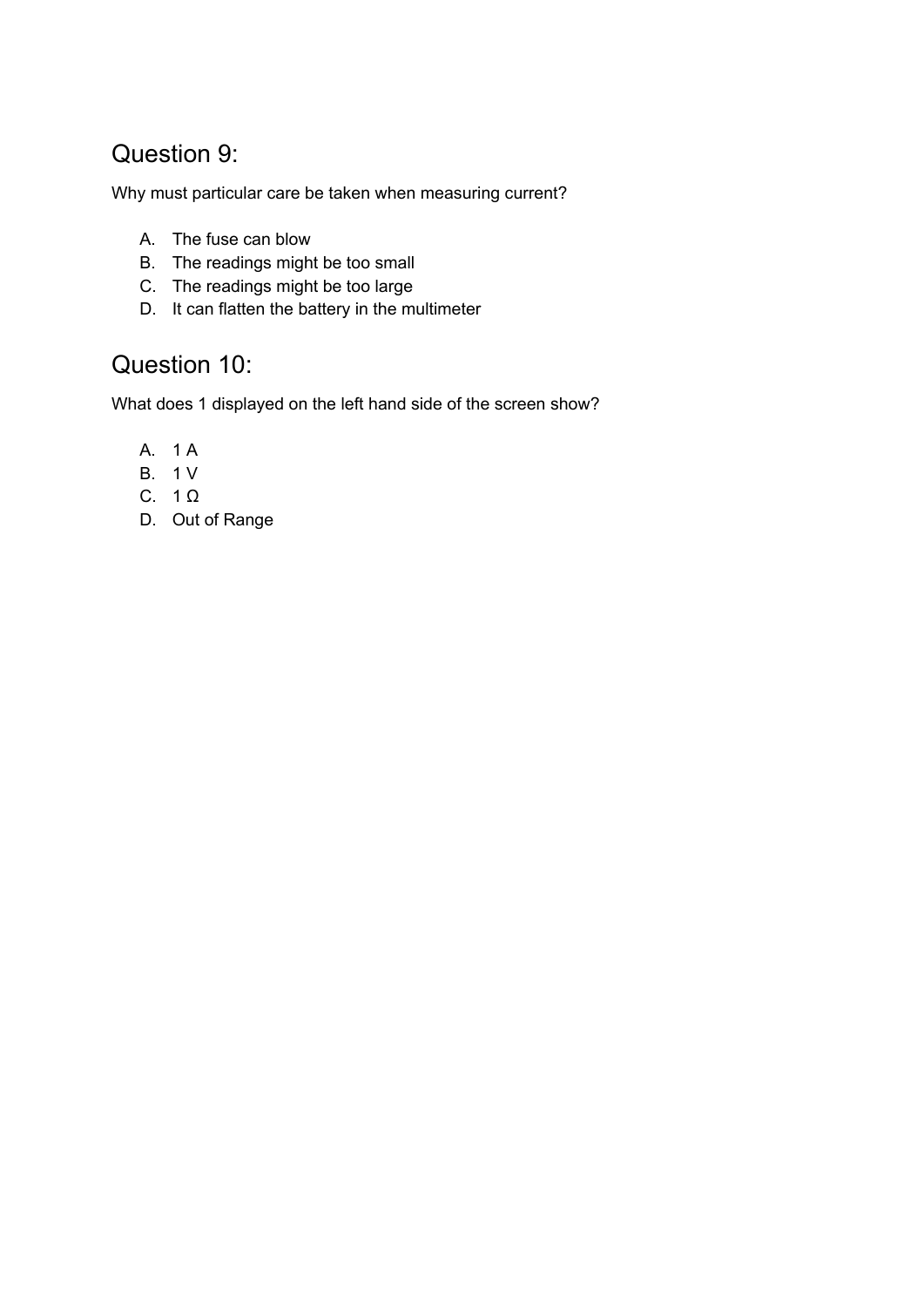## Question 9:

Why must particular care be taken when measuring current?

A. The fuse can blow
B. The readings might be too small
C. The readings might be too large
D. It can flatten the battery in the multimeter

## Question 10:

What does 1 displayed on the left hand side of the screen show?

A. 1 A
B. 1 V
C. 1 Ω
D. Out of Range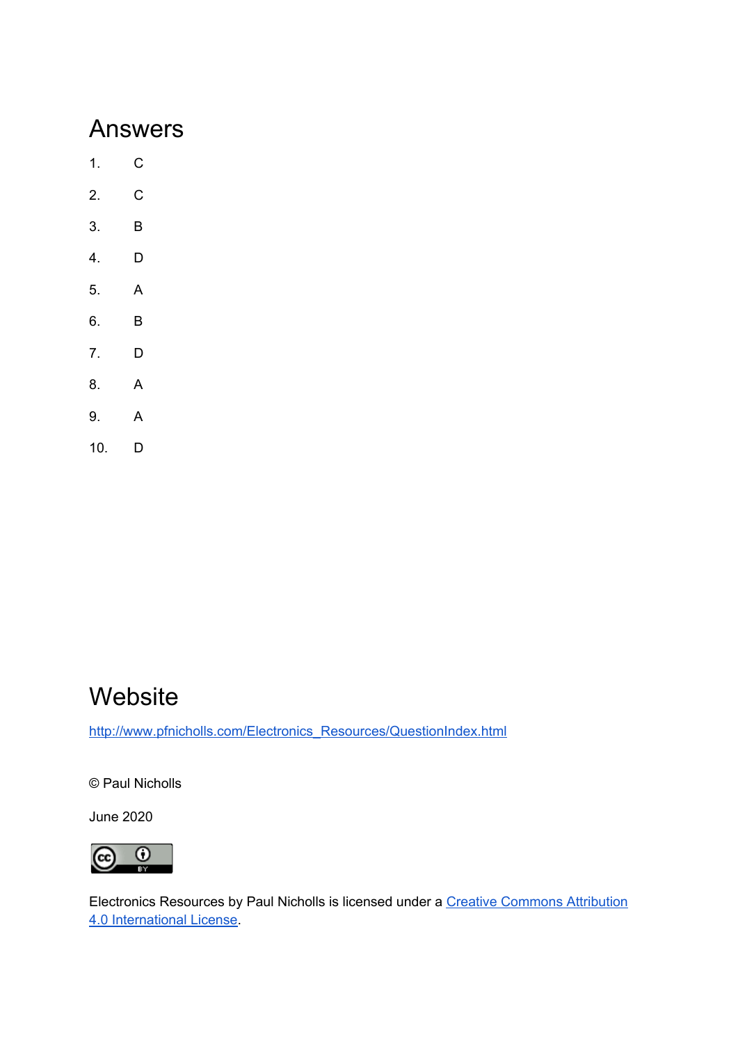# Answers

1. C
2. C
3. B
4. D
5. A
6. B
7. D
8. A
9. A
10. D

# Website

[http://www.pfnicholls.com/Electronics_Resources/QuestionIndex.html](http://www.pfnicholls.com/Electronics_Resources/QuestionIndex.html)

© Paul Nicholls

June 2020

Electronics Resources by Paul Nicholls is licensed under a [Creative Commons Attribution 4.0 International License](https://creativecommons.org/licenses/by/4.0/).